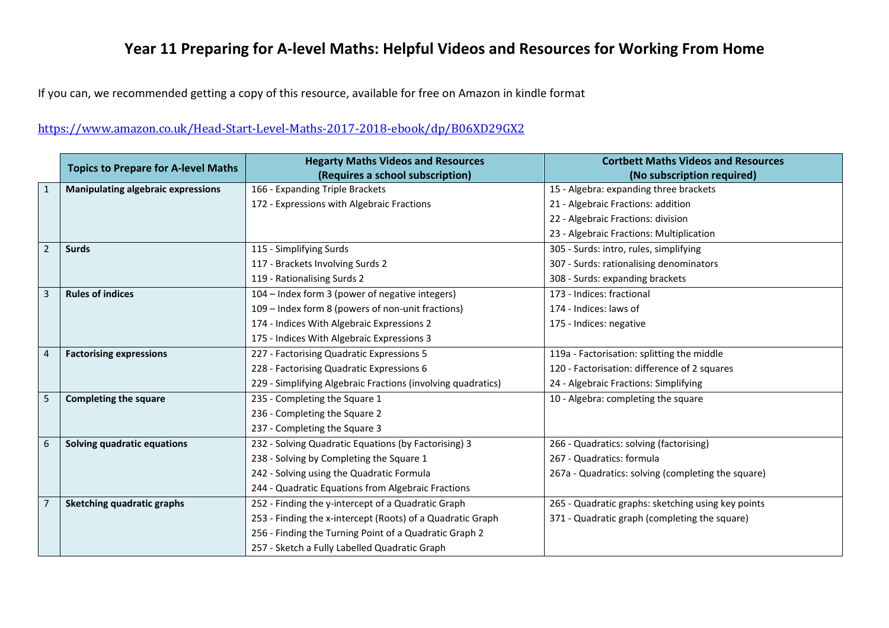# Year 11 Preparing for A-level Maths: Helpful Videos and Resources for Working From Home

If you can, we recommended getting a copy of this resource, available for free on Amazon in kindle format

https://www.amazon.co.uk/Head-Start-Level-Maths-2017-2018-ebook/dp/B06XD29GX2

| | Topics to Prepare for A-level Maths | Hegarty Maths Videos and Resources (Requires a school subscription) | Cortbett Maths Videos and Resources (No subscription required) |
|---|---|---|---|
| 1 | **Manipulating algebraic expressions** | 166 - Expanding Triple Brackets | 15 - Algebra: expanding three brackets |
| | | 172 - Expressions with Algebraic Fractions | 21 - Algebraic Fractions: addition |
| | | | 22 - Algebraic Fractions: division |
| | | | 23 - Algebraic Fractions: Multiplication |
| 2 | **Surds** | 115 - Simplifying Surds | 305 - Surds: intro, rules, simplifying |
| | | 117 - Brackets Involving Surds 2 | 307 - Surds: rationalising denominators |
| | | 119 - Rationalising Surds 2 | 308 - Surds: expanding brackets |
| 3 | **Rules of indices** | 104 – Index form 3 (power of negative integers) | 173 - Indices: fractional |
| | | 109 – Index form 8 (powers of non-unit fractions) | 174 - Indices: laws of |
| | | 174 - Indices With Algebraic Expressions 2 | 175 - Indices: negative |
| | | 175 - Indices With Algebraic Expressions 3 | |
| 4 | **Factorising expressions** | 227 - Factorising Quadratic Expressions 5 | 119a - Factorisation: splitting the middle |
| | | 228 - Factorising Quadratic Expressions 6 | 120 - Factorisation: difference of 2 squares |
| | | 229 - Simplifying Algebraic Fractions (involving quadratics) | 24 - Algebraic Fractions: Simplifying |
| 5 | **Completing the square** | 235 - Completing the Square 1 | 10 - Algebra: completing the square |
| | | 236 - Completing the Square 2 | |
| | | 237 - Completing the Square 3 | |
| 6 | **Solving quadratic equations** | 232 - Solving Quadratic Equations (by Factorising) 3 | 266 - Quadratics: solving (factorising) |
| | | 238 - Solving by Completing the Square 1 | 267 - Quadratics: formula |
| | | 242 - Solving using the Quadratic Formula | 267a - Quadratics: solving (completing the square) |
| | | 244 - Quadratic Equations from Algebraic Fractions | |
| 7 | **Sketching quadratic graphs** | 252 - Finding the y-intercept of a Quadratic Graph | 265 - Quadratic graphs: sketching using key points |
| | | 253 - Finding the x-intercept (Roots) of a Quadratic Graph | 371 - Quadratic graph (completing the square) |
| | | 256 - Finding the Turning Point of a Quadratic Graph 2 | |
| | | 257 - Sketch a Fully Labelled Quadratic Graph | |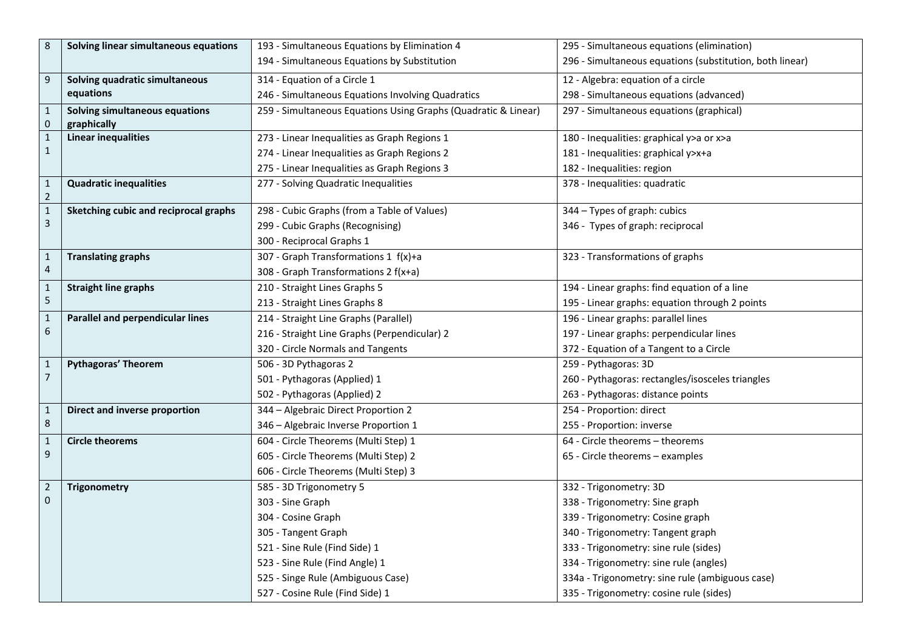| 8 | **Solving linear simultaneous equations** | 193 - Simultaneous Equations by Elimination 4<br>194 - Simultaneous Equations by Substitution | 295 - Simultaneous equations (elimination)<br>296 - Simultaneous equations (substitution, both linear) |
|---|---|---|---|
| 9 | **Solving quadratic simultaneous equations** | 314 - Equation of a Circle 1<br>246 - Simultaneous Equations Involving Quadratics | 12 - Algebra: equation of a circle<br>298 - Simultaneous equations (advanced) |
| 10 | **Solving simultaneous equations graphically** | 259 - Simultaneous Equations Using Graphs (Quadratic & Linear) | 297 - Simultaneous equations (graphical) |
| 11 | **Linear inequalities** | 273 - Linear Inequalities as Graph Regions 1<br>274 - Linear Inequalities as Graph Regions 2<br>275 - Linear Inequalities as Graph Regions 3 | 180 - Inequalities: graphical y>a or x>a<br>181 - Inequalities: graphical y>x+a<br>182 - Inequalities: region |
| 12 | **Quadratic inequalities** | 277 - Solving Quadratic Inequalities | 378 - Inequalities: quadratic |
| 13 | **Sketching cubic and reciprocal graphs** | 298 - Cubic Graphs (from a Table of Values)<br>299 - Cubic Graphs (Recognising)<br>300 - Reciprocal Graphs 1 | 344 – Types of graph: cubics<br>346 - Types of graph: reciprocal |
| 14 | **Translating graphs** | 307 - Graph Transformations 1 f(x)+a<br>308 - Graph Transformations 2 f(x+a) | 323 - Transformations of graphs |
| 15 | **Straight line graphs** | 210 - Straight Lines Graphs 5<br>213 - Straight Lines Graphs 8 | 194 - Linear graphs: find equation of a line<br>195 - Linear graphs: equation through 2 points |
| 16 | **Parallel and perpendicular lines** | 214 - Straight Line Graphs (Parallel)<br>216 - Straight Line Graphs (Perpendicular) 2<br>320 - Circle Normals and Tangents | 196 - Linear graphs: parallel lines<br>197 - Linear graphs: perpendicular lines<br>372 - Equation of a Tangent to a Circle |
| 17 | **Pythagoras' Theorem** | 506 - 3D Pythagoras 2<br>501 - Pythagoras (Applied) 1<br>502 - Pythagoras (Applied) 2 | 259 - Pythagoras: 3D<br>260 - Pythagoras: rectangles/isosceles triangles<br>263 - Pythagoras: distance points |
| 18 | **Direct and inverse proportion** | 344 – Algebraic Direct Proportion 2<br>346 – Algebraic Inverse Proportion 1 | 254 - Proportion: direct<br>255 - Proportion: inverse |
| 19 | **Circle theorems** | 604 - Circle Theorems (Multi Step) 1<br>605 - Circle Theorems (Multi Step) 2<br>606 - Circle Theorems (Multi Step) 3 | 64 - Circle theorems – theorems<br>65 - Circle theorems – examples |
| 20 | **Trigonometry** | 585 - 3D Trigonometry 5<br>303 - Sine Graph<br>304 - Cosine Graph<br>305 - Tangent Graph<br>521 - Sine Rule (Find Side) 1<br>523 - Sine Rule (Find Angle) 1<br>525 - Singe Rule (Ambiguous Case)<br>527 - Cosine Rule (Find Side) 1 | 332 - Trigonometry: 3D<br>338 - Trigonometry: Sine graph<br>339 - Trigonometry: Cosine graph<br>340 - Trigonometry: Tangent graph<br>333 - Trigonometry: sine rule (sides)<br>334 - Trigonometry: sine rule (angles)<br>334a - Trigonometry: sine rule (ambiguous case)<br>335 - Trigonometry: cosine rule (sides) |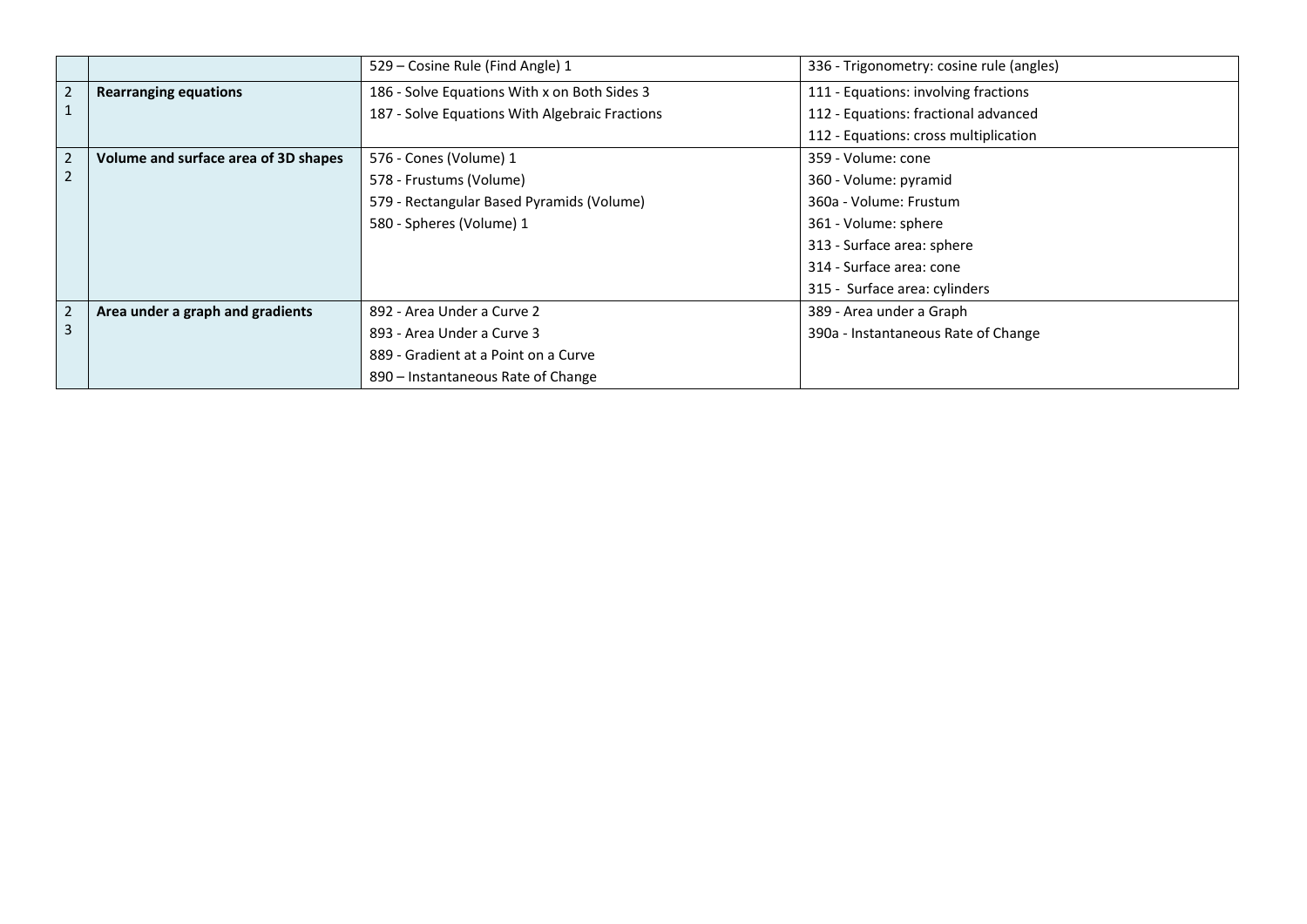| | | | |
|---|---|---|---|
| | | 529 – Cosine Rule (Find Angle) 1 | 336 - Trigonometry: cosine rule (angles) |
| 21 | **Rearranging equations** | 186 - Solve Equations With x on Both Sides 3<br>187 - Solve Equations With Algebraic Fractions | 111 - Equations: involving fractions<br>112 - Equations: fractional advanced<br>112 - Equations: cross multiplication |
| 22 | **Volume and surface area of 3D shapes** | 576 - Cones (Volume) 1<br>578 - Frustums (Volume)<br>579 - Rectangular Based Pyramids (Volume)<br>580 - Spheres (Volume) 1 | 359 - Volume: cone<br>360 - Volume: pyramid<br>360a - Volume: Frustum<br>361 - Volume: sphere<br>313 - Surface area: sphere<br>314 - Surface area: cone<br>315 - Surface area: cylinders |
| 23 | **Area under a graph and gradients** | 892 - Area Under a Curve 2<br>893 - Area Under a Curve 3<br>889 - Gradient at a Point on a Curve<br>890 – Instantaneous Rate of Change | 389 - Area under a Graph<br>390a - Instantaneous Rate of Change |